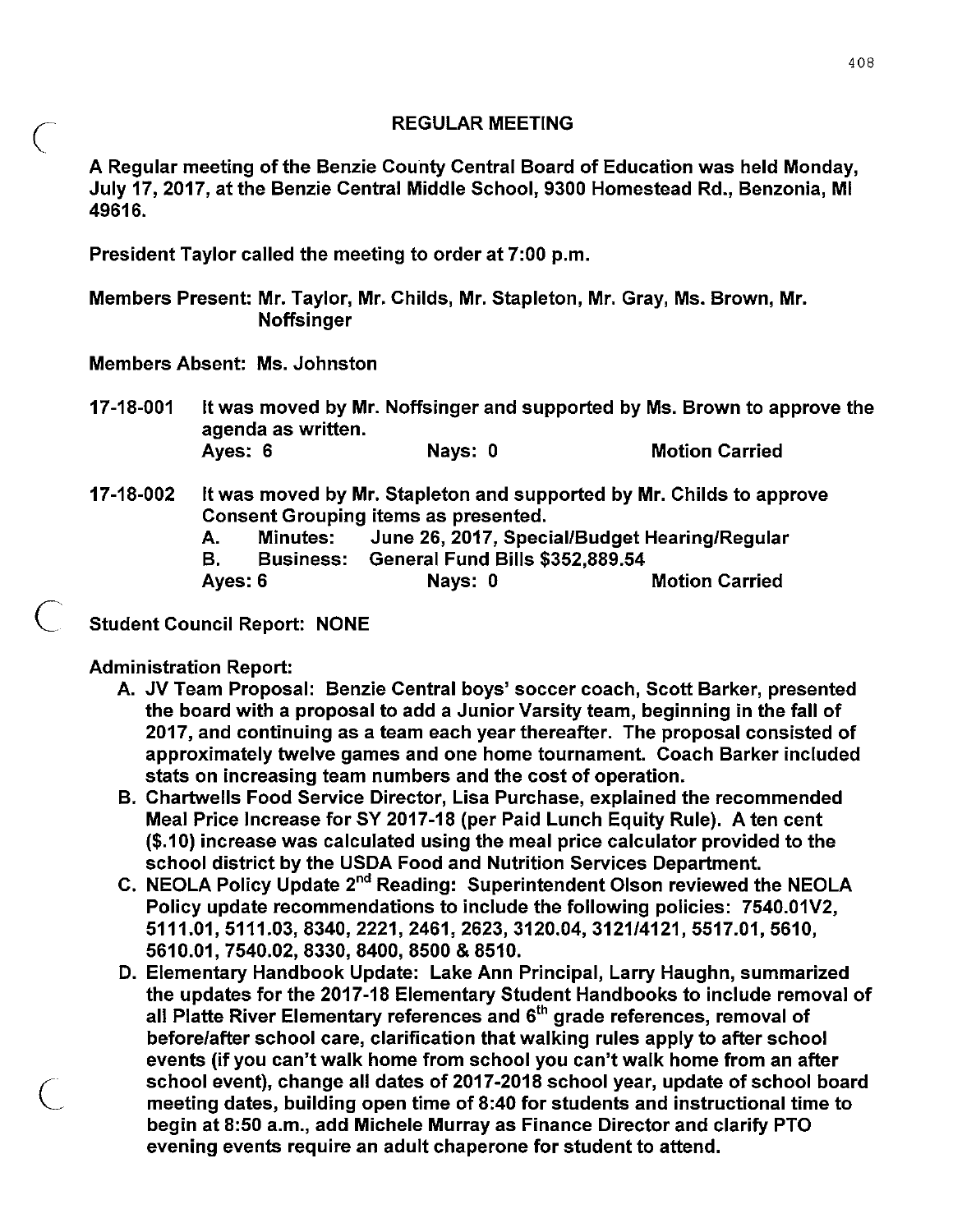# REGULAR MEETING

A Regular meeting of the Benzie County Central Board of Education was held Monday, July 17, 2017, at the Benzie Central Middle School, 9300 Homestead Rd., Benzonia, MI 49616.

President Taylor called the meeting to order at 7:00 p.m.

Members Present: Mr. Taylor, Mr. Childs, Mr. Stapleton, Mr. Gray, Ms. Brown, Mr. Noffsinger

Members Absent: Ms. Johnston

17-18-001 It was moved by Mr. Noffsinger and supported by Ms. Brown to approve the agenda as written.

Ayes: 6 Nays: 0 Motion Carried

17-18-002 It was moved by Mr. Stapleton and supported by Mr. Childs to approve Consent Grouping items as presented.

A. Minutes: June 26, 2017, Special/Budget Hearing/Regular
B. Business: General Fund Bills $352,889.54

Ayes: 6 Nays: 0 Motion Carried

Student Council Report: NONE

Administration Report:

A. JV Team Proposal: Benzie Central boys' soccer coach, Scott Barker, presented the board with a proposal to add a Junior Varsity team, beginning in the fall of 2017, and continuing as a team each year thereafter. The proposal consisted of approximately twelve games and one home tournament. Coach Barker included stats on increasing team numbers and the cost of operation.
B. Chartwells Food Service Director, Lisa Purchase, explained the recommended Meal Price Increase for SY 2017-18 (per Paid Lunch Equity Rule). A ten cent ($.10) increase was calculated using the meal price calculator provided to the school district by the USDA Food and Nutrition Services Department.
C. NEOLA Policy Update 2nd Reading: Superintendent Olson reviewed the NEOLA Policy update recommendations to include the following policies: 7540.01V2, 5111.01, 5111.03, 8340, 2221, 2461, 2623, 3120.04, 3121/4121, 5517.01, 5610, 5610.01, 7540.02, 8330, 8400, 8500 & 8510.
D. Elementary Handbook Update: Lake Ann Principal, Larry Haughn, summarized the updates for the 2017-18 Elementary Student Handbooks to include removal of all Platte River Elementary references and 6th grade references, removal of before/after school care, clarification that walking rules apply to after school events (if you can't walk home from school you can't walk home from an after school event), change all dates of 2017-2018 school year, update of school board meeting dates, building open time of 8:40 for students and instructional time to begin at 8:50 a.m., add Michele Murray as Finance Director and clarify PTO evening events require an adult chaperone for student to attend.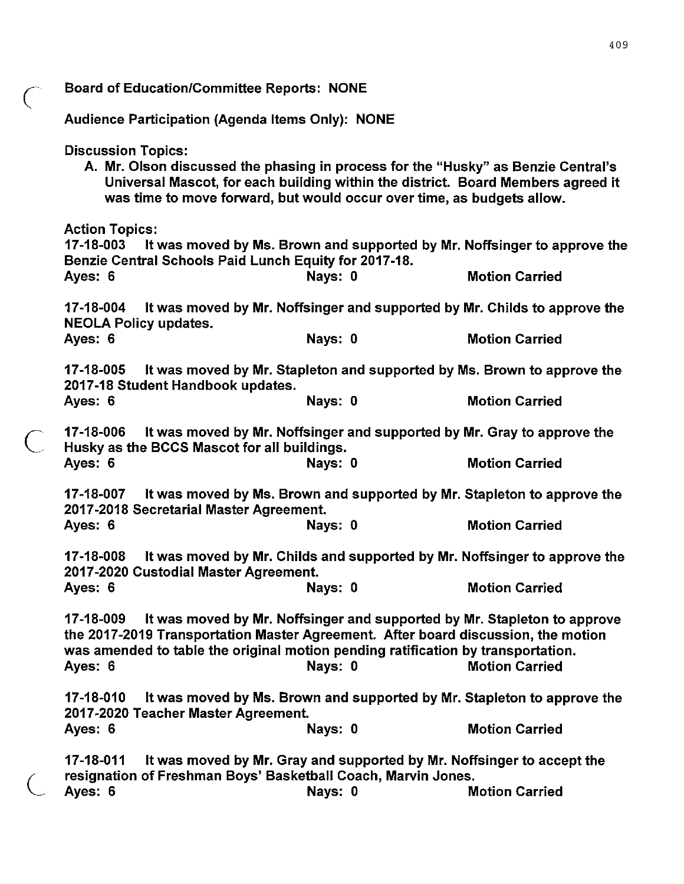**Board of Education/Committee Reports: NONE**

**Audience Participation (Agenda Items Only): NONE**

**Discussion Topics:**

A. **Mr. Olson discussed the phasing in process for the "Husky" as Benzie Central's Universal Mascot, for each building within the district. Board Members agreed it was time to move forward, but would occur over time, as budgets allow.**

**Action Topics:**

**17-18-003 It was moved by Ms. Brown and supported by Mr. Noffsinger to approve the Benzie Central Schools Paid Lunch Equity for 2017-18.**
**Ayes: 6 Nays: 0 Motion Carried**

**17-18-004 It was moved by Mr. Noffsinger and supported by Mr. Childs to approve the NEOLA Policy updates.**
**Ayes: 6 Nays: 0 Motion Carried**

**17-18-005 It was moved by Mr. Stapleton and supported by Ms. Brown to approve the 2017-18 Student Handbook updates.**
**Ayes: 6 Nays: 0 Motion Carried**

**17-18-006 It was moved by Mr. Noffsinger and supported by Mr. Gray to approve the Husky as the BCCS Mascot for all buildings.**
**Ayes: 6 Nays: 0 Motion Carried**

**17-18-007 It was moved by Ms. Brown and supported by Mr. Stapleton to approve the 2017-2018 Secretarial Master Agreement.**
**Ayes: 6 Nays: 0 Motion Carried**

**17-18-008 It was moved by Mr. Childs and supported by Mr. Noffsinger to approve the 2017-2020 Custodial Master Agreement.**
**Ayes: 6 Nays: 0 Motion Carried**

**17-18-009 It was moved by Mr. Noffsinger and supported by Mr. Stapleton to approve the 2017-2019 Transportation Master Agreement. After board discussion, the motion was amended to table the original motion pending ratification by transportation.**
**Ayes: 6 Nays: 0 Motion Carried**

**17-18-010 It was moved by Ms. Brown and supported by Mr. Stapleton to approve the 2017-2020 Teacher Master Agreement.**
**Ayes: 6 Nays: 0 Motion Carried**

**17-18-011 It was moved by Mr. Gray and supported by Mr. Noffsinger to accept the resignation of Freshman Boys' Basketball Coach, Marvin Jones.**
**Ayes: 6 Nays: 0 Motion Carried**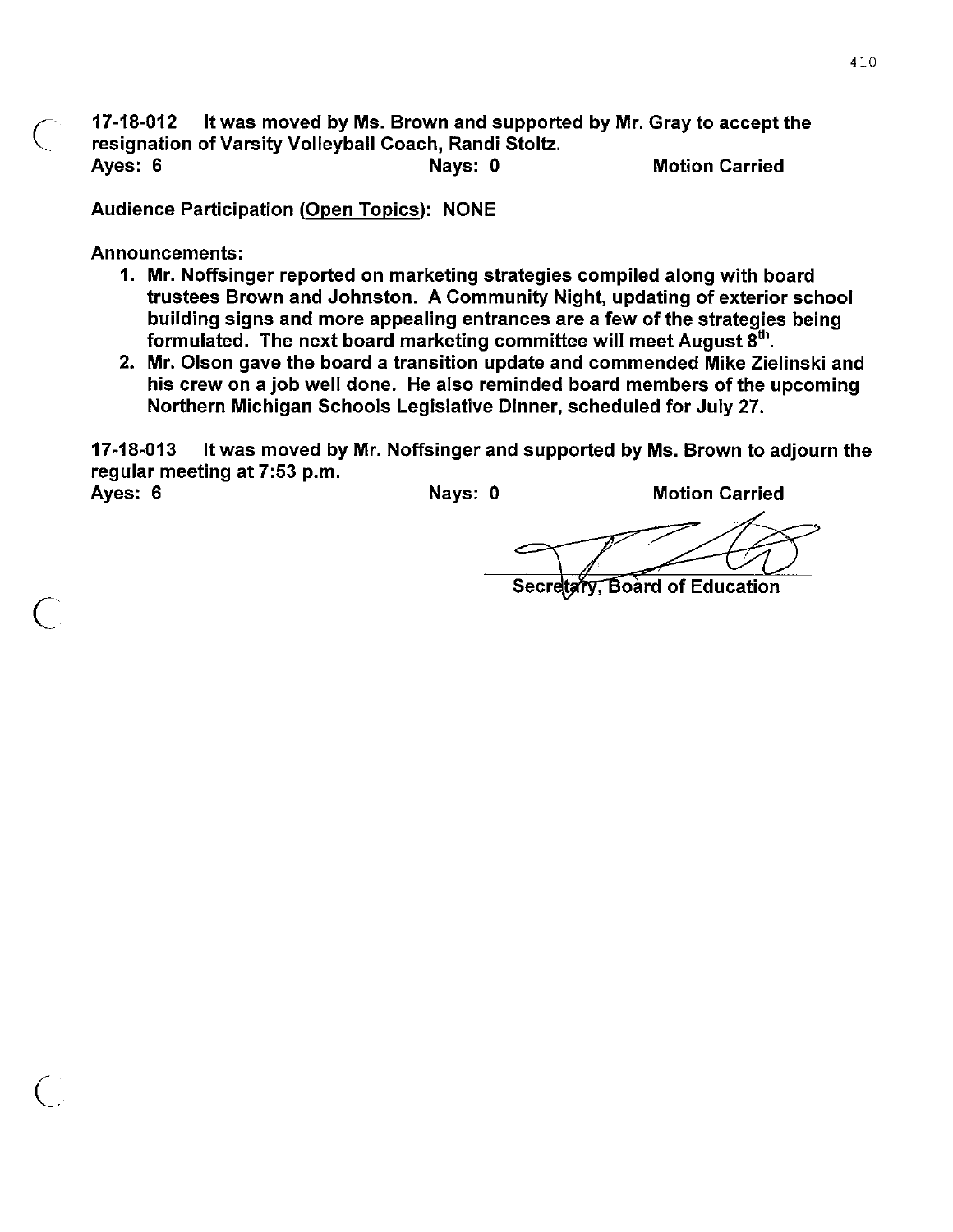**17-18-012** It was moved by Ms. Brown and supported by Mr. Gray to accept the resignation of Varsity Volleyball Coach, Randi Stoltz.

**Ayes: 6** **Nays: 0** **Motion Carried**

**Audience Participation (Open Topics): NONE**

**Announcements:**

1. **Mr. Noffsinger reported on marketing strategies compiled along with board trustees Brown and Johnston. A Community Night, updating of exterior school building signs and more appealing entrances are a few of the strategies being formulated. The next board marketing committee will meet August 8th.**
2. **Mr. Olson gave the board a transition update and commended Mike Zielinski and his crew on a job well done. He also reminded board members of the upcoming Northern Michigan Schools Legislative Dinner, scheduled for July 27.**

**17-18-013** It was moved by Mr. Noffsinger and supported by Ms. Brown to adjourn the regular meeting at 7:53 p.m.

**Ayes: 6** **Nays: 0** **Motion Carried**

**Secretary, Board of Education**